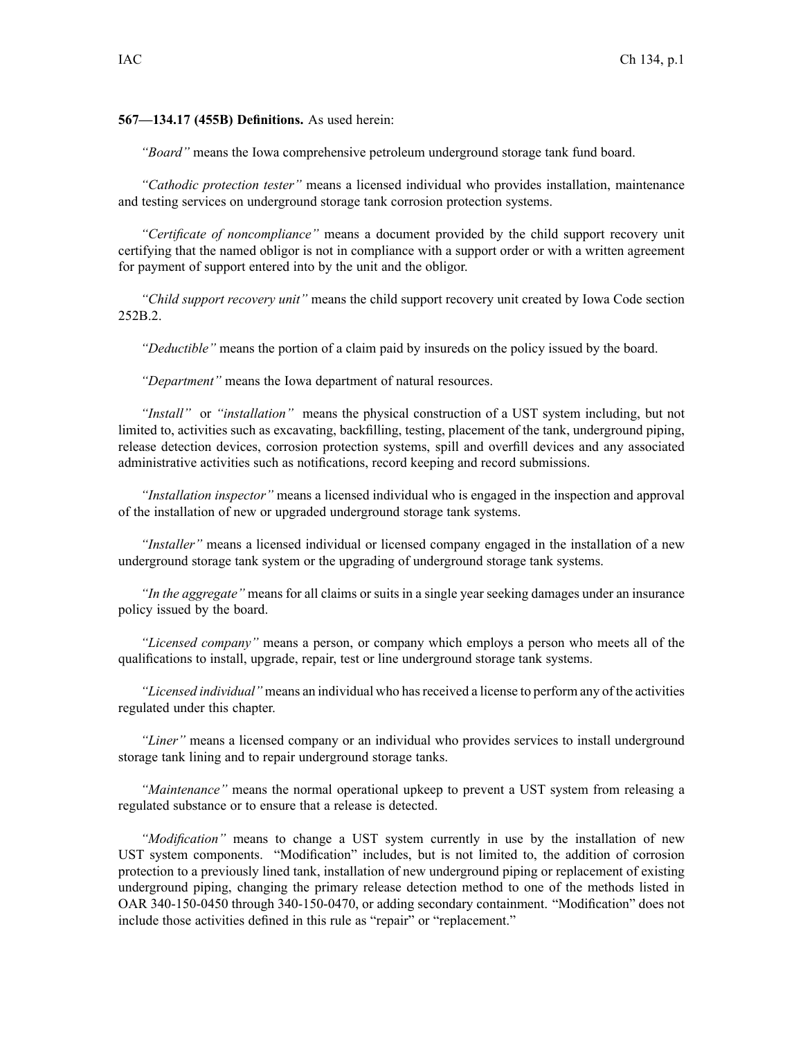**567—134.17 (455B) Definitions.** As used herein:

*"Board"* means the Iowa comprehensive petroleum underground storage tank fund board.

*"Cathodic protection tester"* means a licensed individual who provides installation, maintenance and testing services on underground storage tank corrosion protection systems.

*"Certificate of noncompliance"* means a document provided by the child support recovery unit certifying that the named obligor is not in compliance with a support order or with a written agreement for payment of support entered into by the unit and the obligor.

*"Child support recovery unit"* means the child support recovery unit created by Iowa Code section 252B.2.

*"Deductible"* means the portion of a claim paid by insureds on the policy issued by the board.

*"Department"* means the Iowa department of natural resources.

*"Install"* or *"installation"* means the physical construction of a UST system including, but not limited to, activities such as excavating, backfilling, testing, placement of the tank, underground piping, release detection devices, corrosion protection systems, spill and overfill devices and any associated administrative activities such as notifications, record keeping and record submissions.

*"Installation inspector"* means a licensed individual who is engaged in the inspection and approval of the installation of new or upgraded underground storage tank systems.

*"Installer"* means a licensed individual or licensed company engaged in the installation of a new underground storage tank system or the upgrading of underground storage tank systems.

*"In the aggregate"* means for all claims or suits in a single year seeking damages under an insurance policy issued by the board.

*"Licensed company"* means a person, or company which employs a person who meets all of the qualifications to install, upgrade, repair, test or line underground storage tank systems.

*"Licensed individual"* means an individual who has received a license to perform any of the activities regulated under this chapter.

*"Liner"* means a licensed company or an individual who provides services to install underground storage tank lining and to repair underground storage tanks.

*"Maintenance"* means the normal operational upkeep to prevent a UST system from releasing a regulated substance or to ensure that a release is detected.

*"Modification"* means to change a UST system currently in use by the installation of new UST system components. "Modification" includes, but is not limited to, the addition of corrosion protection to a previously lined tank, installation of new underground piping or replacement of existing underground piping, changing the primary release detection method to one of the methods listed in OAR 340-150-0450 through 340-150-0470, or adding secondary containment. "Modification" does not include those activities defined in this rule as "repair" or "replacement."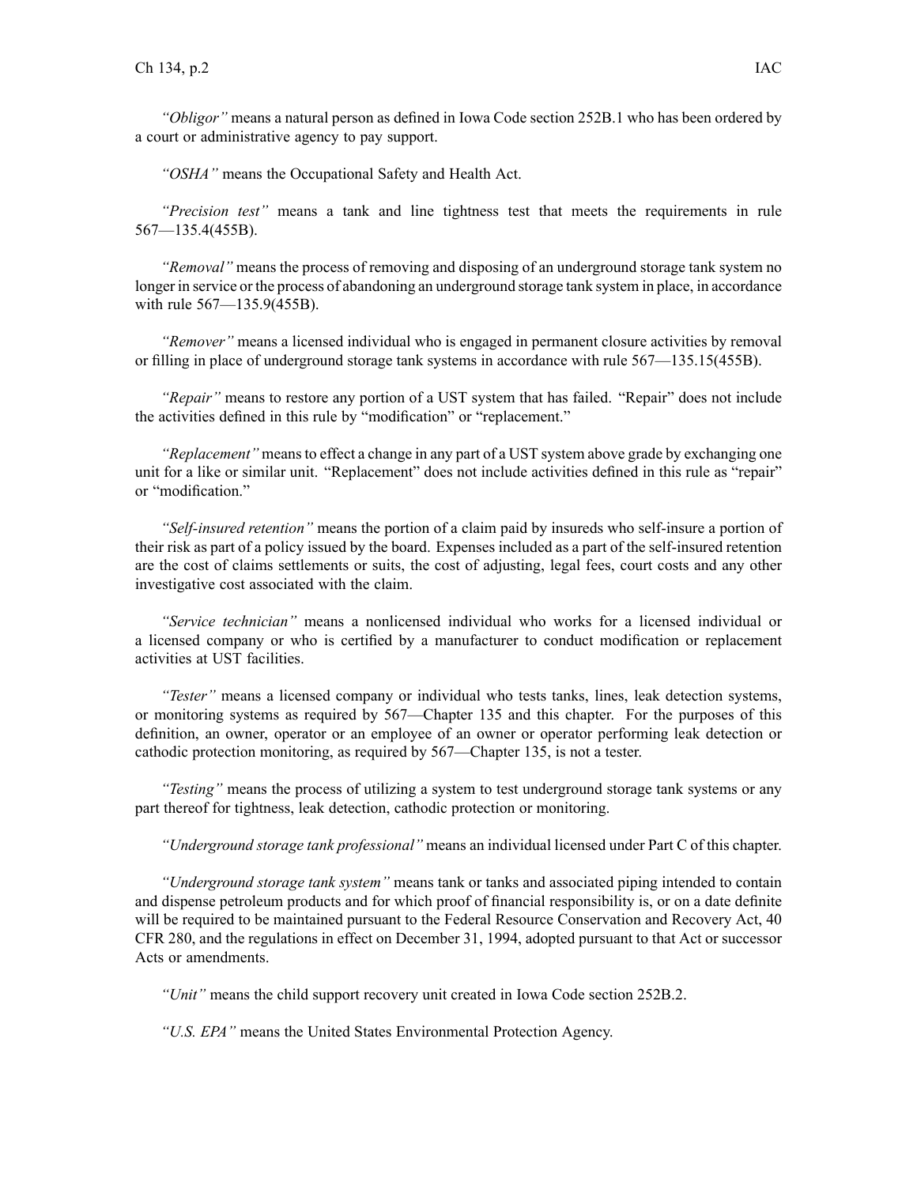*"Obligor"* means a natural person as defined in Iowa Code section 252B.1 who has been ordered by a court or administrative agency to pay support.

*"OSHA"* means the Occupational Safety and Health Act.

*"Precision test"* means a tank and line tightness test that meets the requirements in rule 567—135.4(455B).

*"Removal"* means the process of removing and disposing of an underground storage tank system no longer in service or the process of abandoning an underground storage tank system in place, in accordance with rule 567—135.9(455B).

*"Remover"* means a licensed individual who is engaged in permanent closure activities by removal or filling in place of underground storage tank systems in accordance with rule 567—135.15(455B).

*"Repair"* means to restore any portion of a UST system that has failed. "Repair" does not include the activities defined in this rule by "modification" or "replacement."

*"Replacement"* means to effect a change in any part of a UST system above grade by exchanging one unit for a like or similar unit. "Replacement" does not include activities defined in this rule as "repair" or "modification."

*"Self-insured retention"* means the portion of a claim paid by insureds who self-insure a portion of their risk as part of a policy issued by the board. Expenses included as a part of the self-insured retention are the cost of claims settlements or suits, the cost of adjusting, legal fees, court costs and any other investigative cost associated with the claim.

*"Service technician"* means a nonlicensed individual who works for a licensed individual or a licensed company or who is certified by a manufacturer to conduct modification or replacement activities at UST facilities.

*"Tester"* means a licensed company or individual who tests tanks, lines, leak detection systems, or monitoring systems as required by 567—Chapter 135 and this chapter. For the purposes of this definition, an owner, operator or an employee of an owner or operator performing leak detection or cathodic protection monitoring, as required by 567—Chapter 135, is not a tester.

*"Testing"* means the process of utilizing a system to test underground storage tank systems or any part thereof for tightness, leak detection, cathodic protection or monitoring.

*"Underground storage tank professional"* means an individual licensed under Part C of this chapter.

*"Underground storage tank system"* means tank or tanks and associated piping intended to contain and dispense petroleum products and for which proof of financial responsibility is, or on a date definite will be required to be maintained pursuant to the Federal Resource Conservation and Recovery Act, 40 CFR 280, and the regulations in effect on December 31, 1994, adopted pursuant to that Act or successor Acts or amendments.

*"Unit"* means the child support recovery unit created in Iowa Code section 252B.2.

*"U.S. EPA"* means the United States Environmental Protection Agency.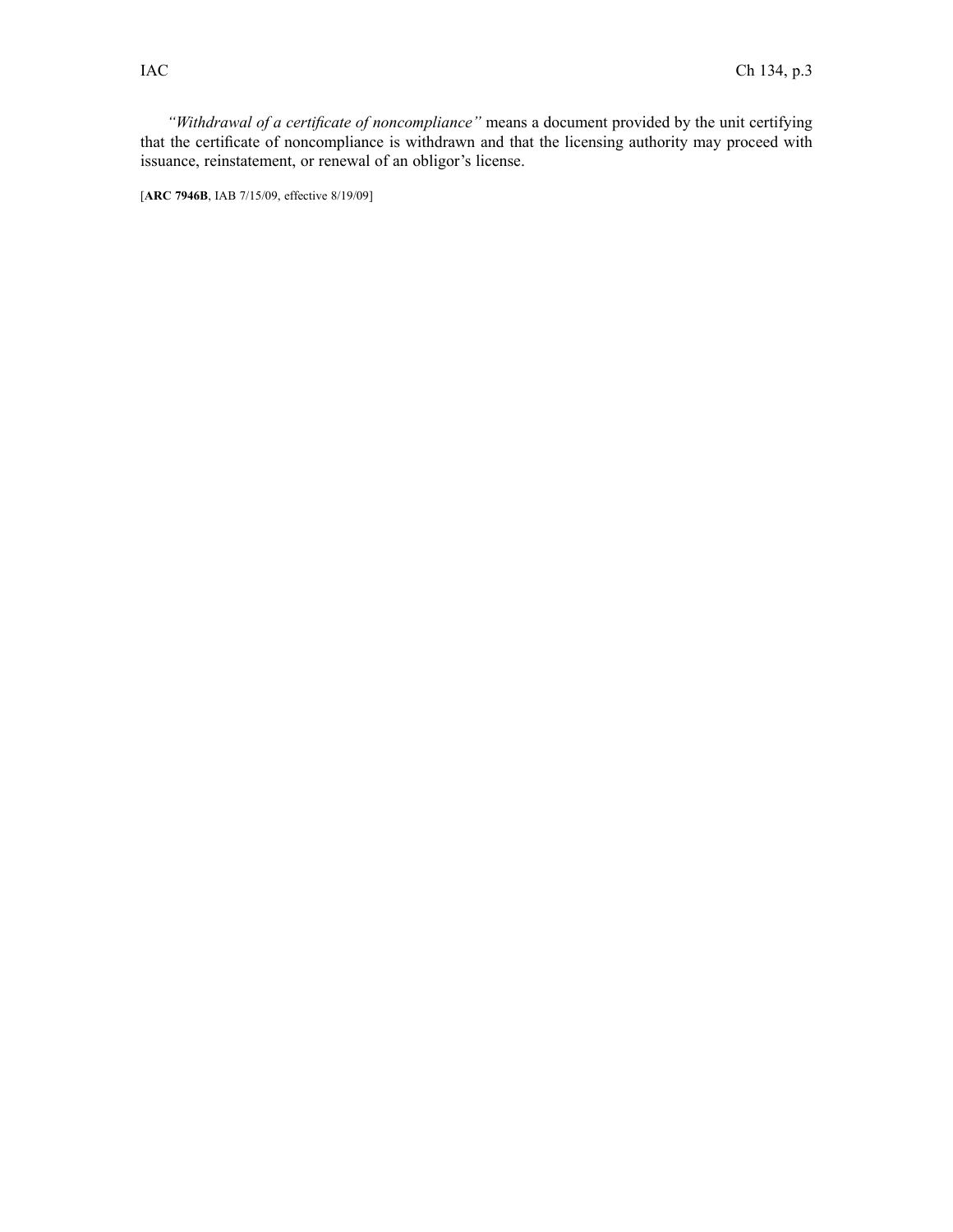*"Withdrawal of a certificate of noncompliance"* means a document provided by the unit certifying that the certificate of noncompliance is withdrawn and that the licensing authority may proceed with issuance, reinstatement, or renewal of an obligor's license.

[**ARC 7946B**, IAB 7/15/09, effective 8/19/09]